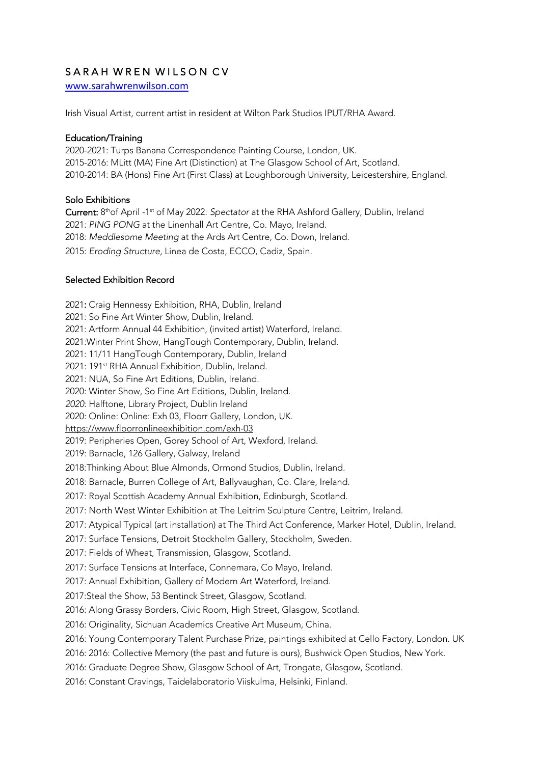# SARAH WREN WILSON CV

www.sarahwrenwilson.com

Irish Visual Artist, current artist in resident at Wilton Park Studios IPUT/RHA Award.

## Education/Training

2020-2021: Turps Banana Correspondence Painting Course, London, UK.
2015-2016: MLitt (MA) Fine Art (Distinction) at The Glasgow School of Art, Scotland.
2010-2014: BA (Hons) Fine Art (First Class) at Loughborough University, Leicestershire, England.

## Solo Exhibitions

**Current:** 8th of April -1st of May 2022: *Spectator* at the RHA Ashford Gallery, Dublin, Ireland
2021: *PING PONG* at the Linenhall Art Centre, Co. Mayo, Ireland.
2018: *Meddlesome Meeting* at the Ards Art Centre, Co. Down, Ireland.
2015: *Eroding Structure*, Linea de Costa, ECCO, Cadiz, Spain.

## Selected Exhibition Record

2021**:** Craig Hennessy Exhibition, RHA, Dublin, Ireland
2021: So Fine Art Winter Show, Dublin, Ireland.
2021: Artform Annual 44 Exhibition, (invited artist) Waterford, Ireland.
2021:Winter Print Show, HangTough Contemporary, Dublin, Ireland.
2021: 11/11 HangTough Contemporary, Dublin, Ireland
2021: 191st RHA Annual Exhibition, Dublin, Ireland.
2021: NUA, So Fine Art Editions, Dublin, Ireland.
2020: Winter Show, So Fine Art Editions, Dublin, Ireland.
*2020:* Halftone, Library Project, Dublin Ireland
2020: Online: Online: Exh 03, Floorr Gallery, London, UK.
https://www.floorronlineexhibition.com/exh-03
2019: Peripheries Open, Gorey School of Art, Wexford, Ireland.
2019: Barnacle, 126 Gallery, Galway, Ireland
2018:Thinking About Blue Almonds, Ormond Studios, Dublin, Ireland.
2018: Barnacle, Burren College of Art, Ballyvaughan, Co. Clare, Ireland.
2017: Royal Scottish Academy Annual Exhibition, Edinburgh, Scotland.
2017: North West Winter Exhibition at The Leitrim Sculpture Centre, Leitrim, Ireland.
2017: Atypical Typical (art installation) at The Third Act Conference, Marker Hotel, Dublin, Ireland.
2017: Surface Tensions, Detroit Stockholm Gallery, Stockholm, Sweden.
2017: Fields of Wheat, Transmission, Glasgow, Scotland.
2017: Surface Tensions at Interface, Connemara, Co Mayo, Ireland.
2017: Annual Exhibition, Gallery of Modern Art Waterford, Ireland.
2017:Steal the Show, 53 Bentinck Street, Glasgow, Scotland.
2016: Along Grassy Borders, Civic Room, High Street, Glasgow, Scotland.
2016: Originality, Sichuan Academics Creative Art Museum, China.
2016: Young Contemporary Talent Purchase Prize, paintings exhibited at Cello Factory, London. UK
2016: 2016: Collective Memory (the past and future is ours), Bushwick Open Studios, New York.
2016: Graduate Degree Show, Glasgow School of Art, Trongate, Glasgow, Scotland.
2016: Constant Cravings, Taidelaboratorio Viiskulma, Helsinki, Finland.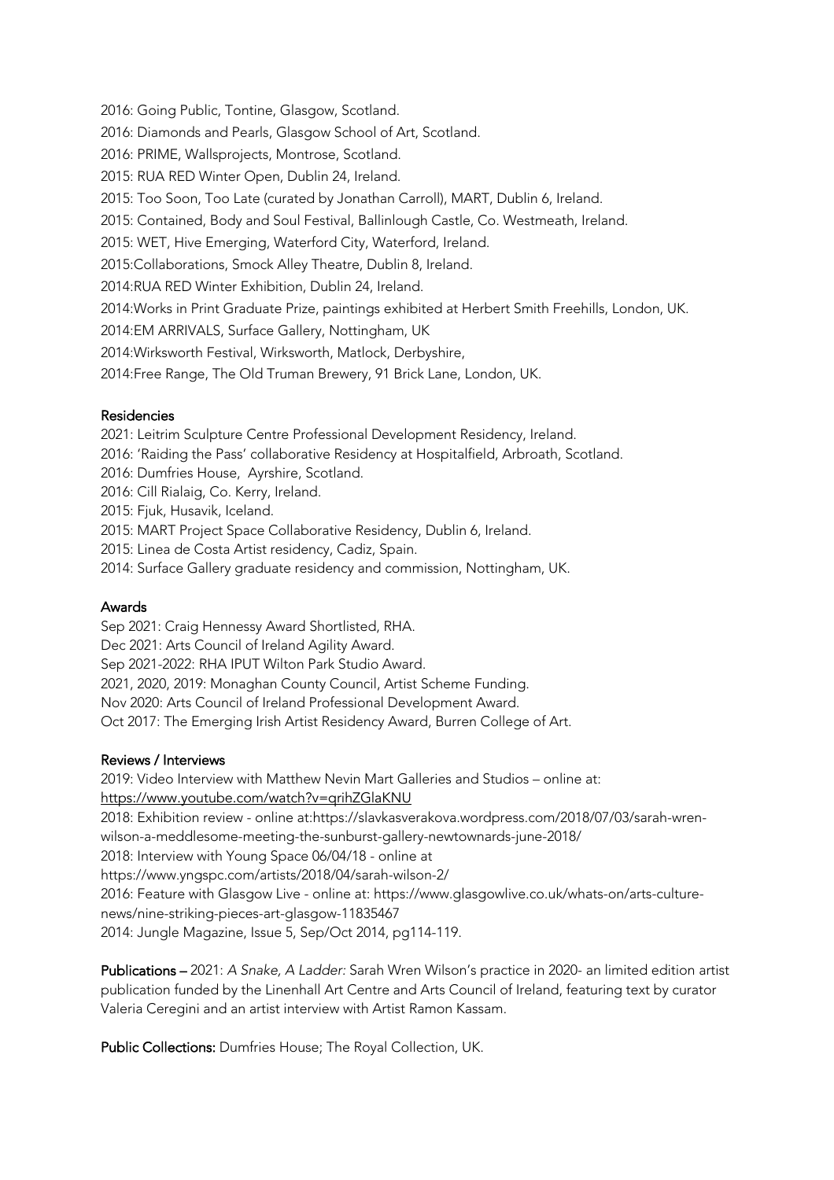2016: Going Public, Tontine, Glasgow, Scotland.

2016: Diamonds and Pearls, Glasgow School of Art, Scotland.

2016: PRIME, Wallsprojects, Montrose, Scotland.

2015: RUA RED Winter Open, Dublin 24, Ireland.

2015: Too Soon, Too Late (curated by Jonathan Carroll), MART, Dublin 6, Ireland.

2015: Contained, Body and Soul Festival, Ballinlough Castle, Co. Westmeath, Ireland.

2015: WET, Hive Emerging, Waterford City, Waterford, Ireland.

2015:Collaborations, Smock Alley Theatre, Dublin 8, Ireland.

2014:RUA RED Winter Exhibition, Dublin 24, Ireland.

2014:Works in Print Graduate Prize, paintings exhibited at Herbert Smith Freehills, London, UK.

2014:EM ARRIVALS, Surface Gallery, Nottingham, UK

2014:Wirksworth Festival, Wirksworth, Matlock, Derbyshire,

2014:Free Range, The Old Truman Brewery, 91 Brick Lane, London, UK.

## Residencies

2021: Leitrim Sculpture Centre Professional Development Residency, Ireland.

2016: 'Raiding the Pass' collaborative Residency at Hospitalfield, Arbroath, Scotland.

2016: Dumfries House, Ayrshire, Scotland.

2016: Cill Rialaig, Co. Kerry, Ireland.

2015: Fjuk, Husavik, Iceland.

2015: MART Project Space Collaborative Residency, Dublin 6, Ireland.

2015: Linea de Costa Artist residency, Cadiz, Spain.

2014: Surface Gallery graduate residency and commission, Nottingham, UK.

## Awards

Sep 2021: Craig Hennessy Award Shortlisted, RHA.

Dec 2021: Arts Council of Ireland Agility Award.

Sep 2021-2022: RHA IPUT Wilton Park Studio Award.

2021, 2020, 2019: Monaghan County Council, Artist Scheme Funding.

Nov 2020: Arts Council of Ireland Professional Development Award.

Oct 2017: The Emerging Irish Artist Residency Award, Burren College of Art.

## Reviews / Interviews

2019: Video Interview with Matthew Nevin Mart Galleries and Studios – online at: https://www.youtube.com/watch?v=qrihZGlaKNU

2018: Exhibition review - online at:https://slavkasverakova.wordpress.com/2018/07/03/sarah-wren-wilson-a-meddlesome-meeting-the-sunburst-gallery-newtownards-june-2018/

2018: Interview with Young Space 06/04/18 - online at https://www.yngspc.com/artists/2018/04/sarah-wilson-2/

2016: Feature with Glasgow Live - online at: https://www.glasgowlive.co.uk/whats-on/arts-culture-news/nine-striking-pieces-art-glasgow-11835467

2014: Jungle Magazine, Issue 5, Sep/Oct 2014, pg114-119.

**Publications** – 2021: *A Snake, A Ladder:* Sarah Wren Wilson's practice in 2020- an limited edition artist publication funded by the Linenhall Art Centre and Arts Council of Ireland, featuring text by curator Valeria Ceregini and an artist interview with Artist Ramon Kassam.

**Public Collections:** Dumfries House; The Royal Collection, UK.